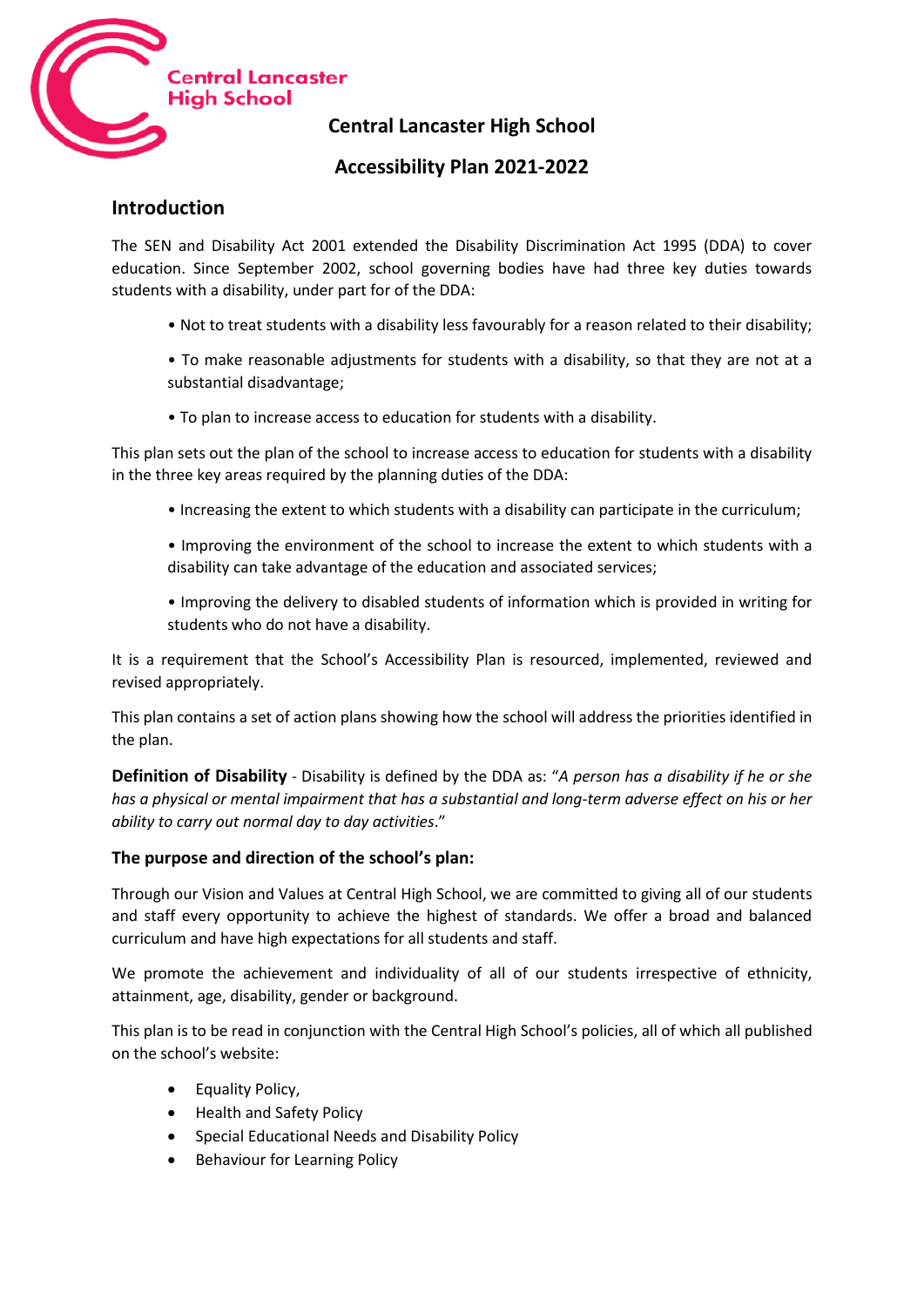Central Lancaster High School

# Central Lancaster High School

## Accessibility Plan 2021-2022

### Introduction

The SEN and Disability Act 2001 extended the Disability Discrimination Act 1995 (DDA) to cover education. Since September 2002, school governing bodies have had three key duties towards students with a disability, under part for of the DDA:

- Not to treat students with a disability less favourably for a reason related to their disability;
- To make reasonable adjustments for students with a disability, so that they are not at a substantial disadvantage;
- To plan to increase access to education for students with a disability.

This plan sets out the plan of the school to increase access to education for students with a disability in the three key areas required by the planning duties of the DDA:

- Increasing the extent to which students with a disability can participate in the curriculum;
- Improving the environment of the school to increase the extent to which students with a disability can take advantage of the education and associated services;
- Improving the delivery to disabled students of information which is provided in writing for students who do not have a disability.

It is a requirement that the School's Accessibility Plan is resourced, implemented, reviewed and revised appropriately.

This plan contains a set of action plans showing how the school will address the priorities identified in the plan.

**Definition of Disability** - Disability is defined by the DDA as: "*A person has a disability if he or she has a physical or mental impairment that has a substantial and long-term adverse effect on his or her ability to carry out normal day to day activities*."

**The purpose and direction of the school's plan:**

Through our Vision and Values at Central High School, we are committed to giving all of our students and staff every opportunity to achieve the highest of standards. We offer a broad and balanced curriculum and have high expectations for all students and staff.

We promote the achievement and individuality of all of our students irrespective of ethnicity, attainment, age, disability, gender or background.

This plan is to be read in conjunction with the Central High School's policies, all of which all published on the school's website:

- Equality Policy,
- Health and Safety Policy
- Special Educational Needs and Disability Policy
- Behaviour for Learning Policy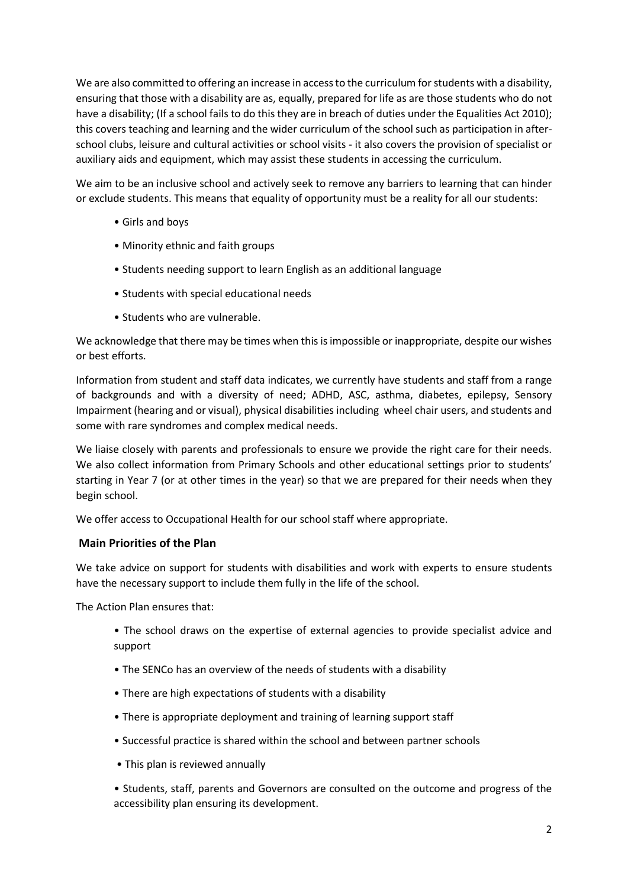We are also committed to offering an increase in access to the curriculum for students with a disability, ensuring that those with a disability are as, equally, prepared for life as are those students who do not have a disability; (If a school fails to do this they are in breach of duties under the Equalities Act 2010); this covers teaching and learning and the wider curriculum of the school such as participation in after-school clubs, leisure and cultural activities or school visits - it also covers the provision of specialist or auxiliary aids and equipment, which may assist these students in accessing the curriculum.

We aim to be an inclusive school and actively seek to remove any barriers to learning that can hinder or exclude students. This means that equality of opportunity must be a reality for all our students:

- Girls and boys
- Minority ethnic and faith groups
- Students needing support to learn English as an additional language
- Students with special educational needs
- Students who are vulnerable.

We acknowledge that there may be times when this is impossible or inappropriate, despite our wishes or best efforts.

Information from student and staff data indicates, we currently have students and staff from a range of backgrounds and with a diversity of need; ADHD, ASC, asthma, diabetes, epilepsy, Sensory Impairment (hearing and or visual), physical disabilities including wheel chair users, and students and some with rare syndromes and complex medical needs.

We liaise closely with parents and professionals to ensure we provide the right care for their needs. We also collect information from Primary Schools and other educational settings prior to students' starting in Year 7 (or at other times in the year) so that we are prepared for their needs when they begin school.

We offer access to Occupational Health for our school staff where appropriate.

## Main Priorities of the Plan

We take advice on support for students with disabilities and work with experts to ensure students have the necessary support to include them fully in the life of the school.

The Action Plan ensures that:

- The school draws on the expertise of external agencies to provide specialist advice and support
- The SENCo has an overview of the needs of students with a disability
- There are high expectations of students with a disability
- There is appropriate deployment and training of learning support staff
- Successful practice is shared within the school and between partner schools
- This plan is reviewed annually
- Students, staff, parents and Governors are consulted on the outcome and progress of the accessibility plan ensuring its development.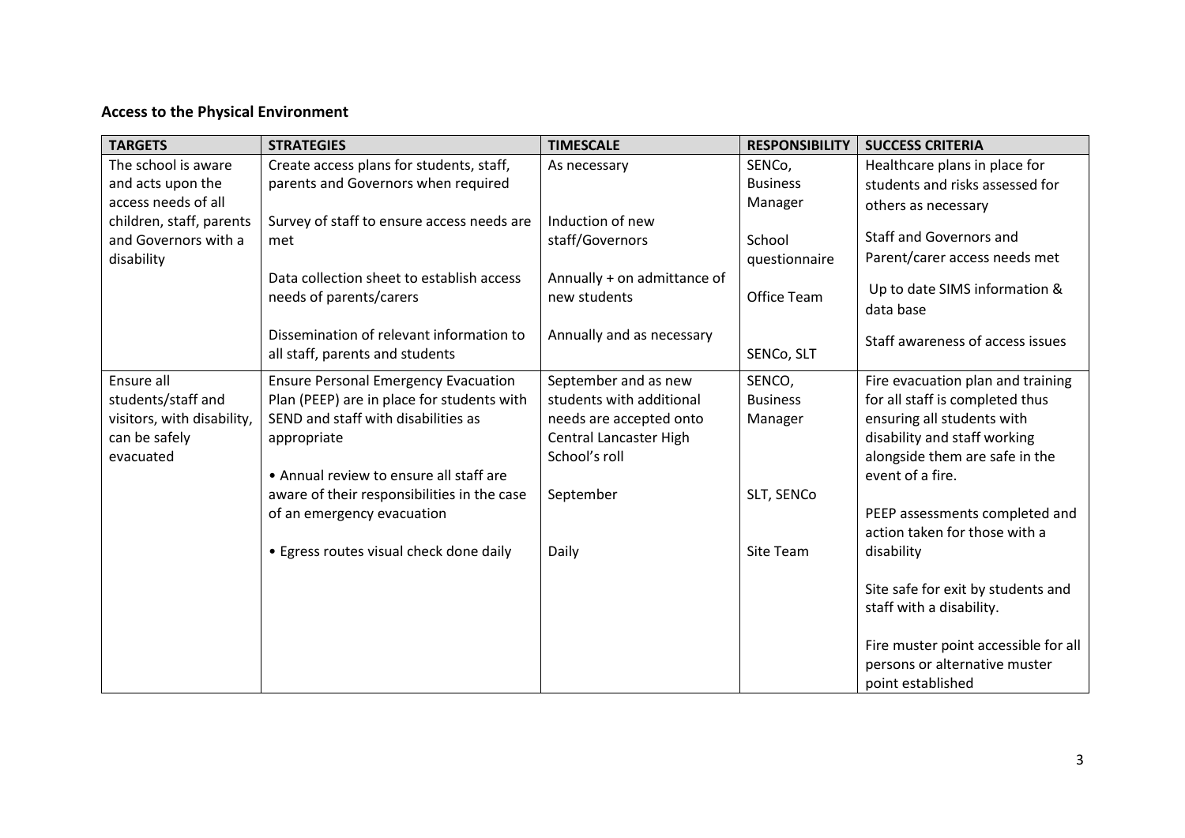## Access to the Physical Environment

| TARGETS | STRATEGIES | TIMESCALE | RESPONSIBILITY | SUCCESS CRITERIA |
|---|---|---|---|---|
| The school is aware and acts upon the access needs of all children, staff, parents and Governors with a disability | Create access plans for students, staff, parents and Governors when required<br><br>Survey of staff to ensure access needs are met<br><br>Data collection sheet to establish access needs of parents/carers<br><br>Dissemination of relevant information to all staff, parents and students | As necessary<br><br>Induction of new staff/Governors<br><br>Annually + on admittance of new students<br><br>Annually and as necessary | SENCo, Business Manager<br><br>School questionnaire<br><br>Office Team<br><br>SENCo, SLT | Healthcare plans in place for students and risks assessed for others as necessary<br><br>Staff and Governors and Parent/carer access needs met<br><br>Up to date SIMS information & data base<br><br>Staff awareness of access issues |
| Ensure all students/staff and visitors, with disability, can be safely evacuated | Ensure Personal Emergency Evacuation Plan (PEEP) are in place for students with SEND and staff with disabilities as appropriate<br><br>• Annual review to ensure all staff are aware of their responsibilities in the case of an emergency evacuation<br><br>• Egress routes visual check done daily | September and as new students with additional needs are accepted onto Central Lancaster High School's roll<br><br>September<br><br>Daily | SENCO, Business Manager<br><br>SLT, SENCo<br><br>Site Team | Fire evacuation plan and training for all staff is completed thus ensuring all students with disability and staff working alongside them are safe in the event of a fire.<br><br>PEEP assessments completed and action taken for those with a disability<br><br>Site safe for exit by students and staff with a disability.<br><br>Fire muster point accessible for all persons or alternative muster point established |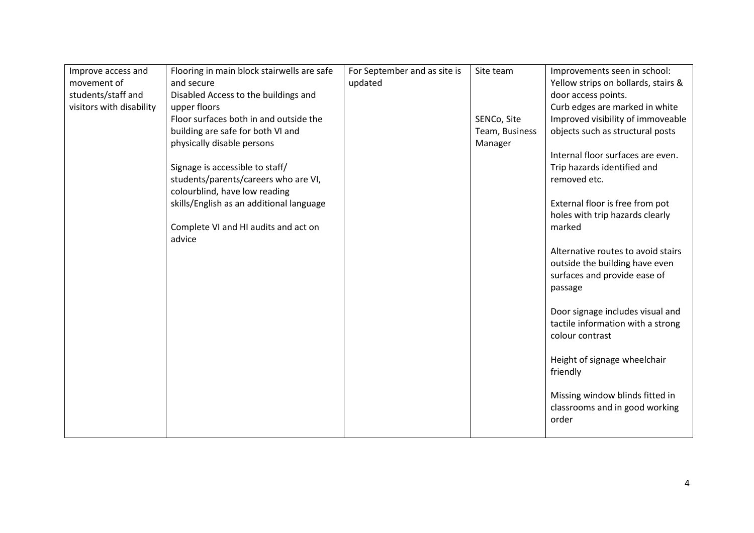| Improve access and movement of students/staff and visitors with disability | Flooring in main block stairwells are safe and secure<br>Disabled Access to the buildings and upper floors<br>Floor surfaces both in and outside the building are safe for both VI and physically disable persons<br><br>Signage is accessible to staff/ students/parents/careers who are VI, colourblind, have low reading skills/English as an additional language<br><br>Complete VI and HI audits and act on advice | For September and as site is updated | Site team<br><br><br>SENCo, Site Team, Business Manager | Improvements seen in school:<br>Yellow strips on bollards, stairs & door access points.<br>Curb edges are marked in white<br>Improved visibility of immoveable objects such as structural posts<br><br>Internal floor surfaces are even. Trip hazards identified and removed etc.<br><br>External floor is free from pot holes with trip hazards clearly marked<br><br>Alternative routes to avoid stairs outside the building have even surfaces and provide ease of passage<br><br>Door signage includes visual and tactile information with a strong colour contrast<br><br>Height of signage wheelchair friendly<br><br>Missing window blinds fitted in classrooms and in good working order |
|---|---|---|---|---|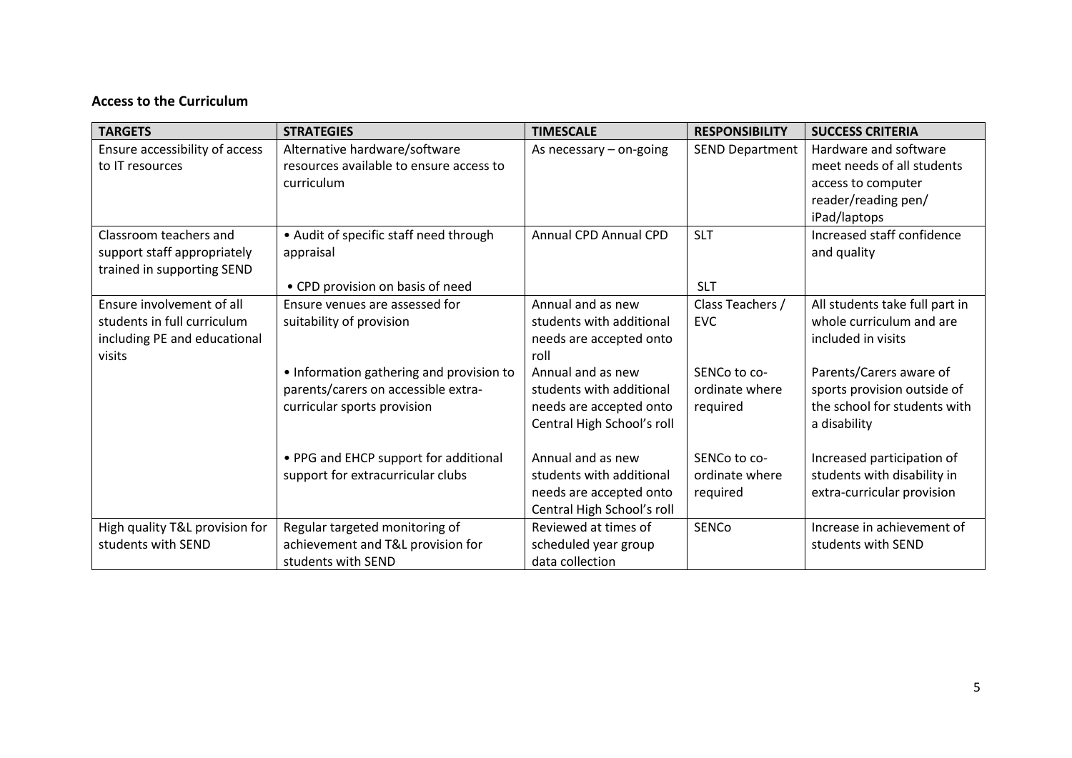**Access to the Curriculum**

| TARGETS | STRATEGIES | TIMESCALE | RESPONSIBILITY | SUCCESS CRITERIA |
|---|---|---|---|---|
| Ensure accessibility of access to IT resources | Alternative hardware/software resources available to ensure access to curriculum | As necessary – on-going | SEND Department | Hardware and software meet needs of all students access to computer reader/reading pen/ iPad/laptops |
| Classroom teachers and support staff appropriately trained in supporting SEND | • Audit of specific staff need through appraisal<br><br>• CPD provision on basis of need | Annual CPD Annual CPD | SLT<br><br>SLT | Increased staff confidence and quality |
| Ensure involvement of all students in full curriculum including PE and educational visits | Ensure venues are assessed for suitability of provision | Annual and as new students with additional needs are accepted onto roll | Class Teachers / EVC | All students take full part in whole curriculum and are included in visits |
| | • Information gathering and provision to parents/carers on accessible extra-curricular sports provision | Annual and as new students with additional needs are accepted onto Central High School's roll | SENCo to co-ordinate where required | Parents/Carers aware of sports provision outside of the school for students with a disability |
| | • PPG and EHCP support for additional support for extracurricular clubs | Annual and as new students with additional needs are accepted onto Central High School's roll | SENCo to co-ordinate where required | Increased participation of students with disability in extra-curricular provision |
| High quality T&L provision for students with SEND | Regular targeted monitoring of achievement and T&L provision for students with SEND | Reviewed at times of scheduled year group data collection | SENCo | Increase in achievement of students with SEND |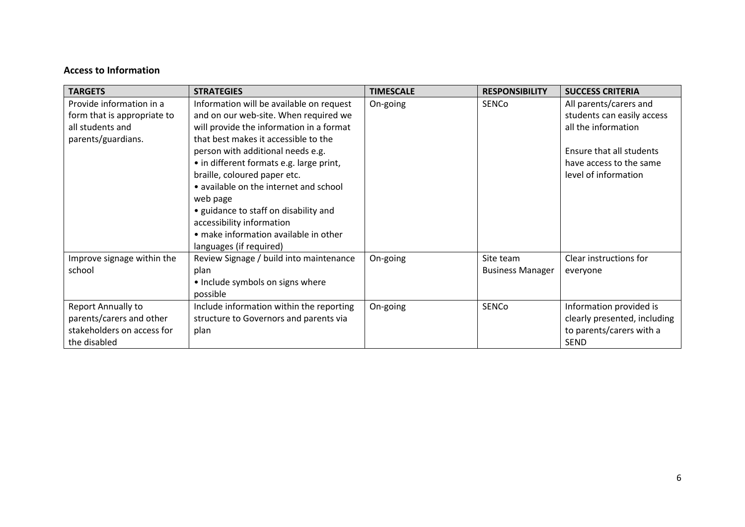**Access to Information**

| TARGETS | STRATEGIES | TIMESCALE | RESPONSIBILITY | SUCCESS CRITERIA |
|---|---|---|---|---|
| Provide information in a form that is appropriate to all students and parents/guardians. | Information will be available on request and on our web-site. When required we will provide the information in a format that best makes it accessible to the person with additional needs e.g.<br>• in different formats e.g. large print, braille, coloured paper etc.<br>• available on the internet and school web page<br>• guidance to staff on disability and accessibility information<br>• make information available in other languages (if required) | On-going | SENCo | All parents/carers and students can easily access all the information<br><br>Ensure that all students have access to the same level of information |
| Improve signage within the school | Review Signage / build into maintenance plan<br>• Include symbols on signs where possible | On-going | Site team<br>Business Manager | Clear instructions for everyone |
| Report Annually to parents/carers and other stakeholders on access for the disabled | Include information within the reporting structure to Governors and parents via plan | On-going | SENCo | Information provided is clearly presented, including to parents/carers with a SEND |